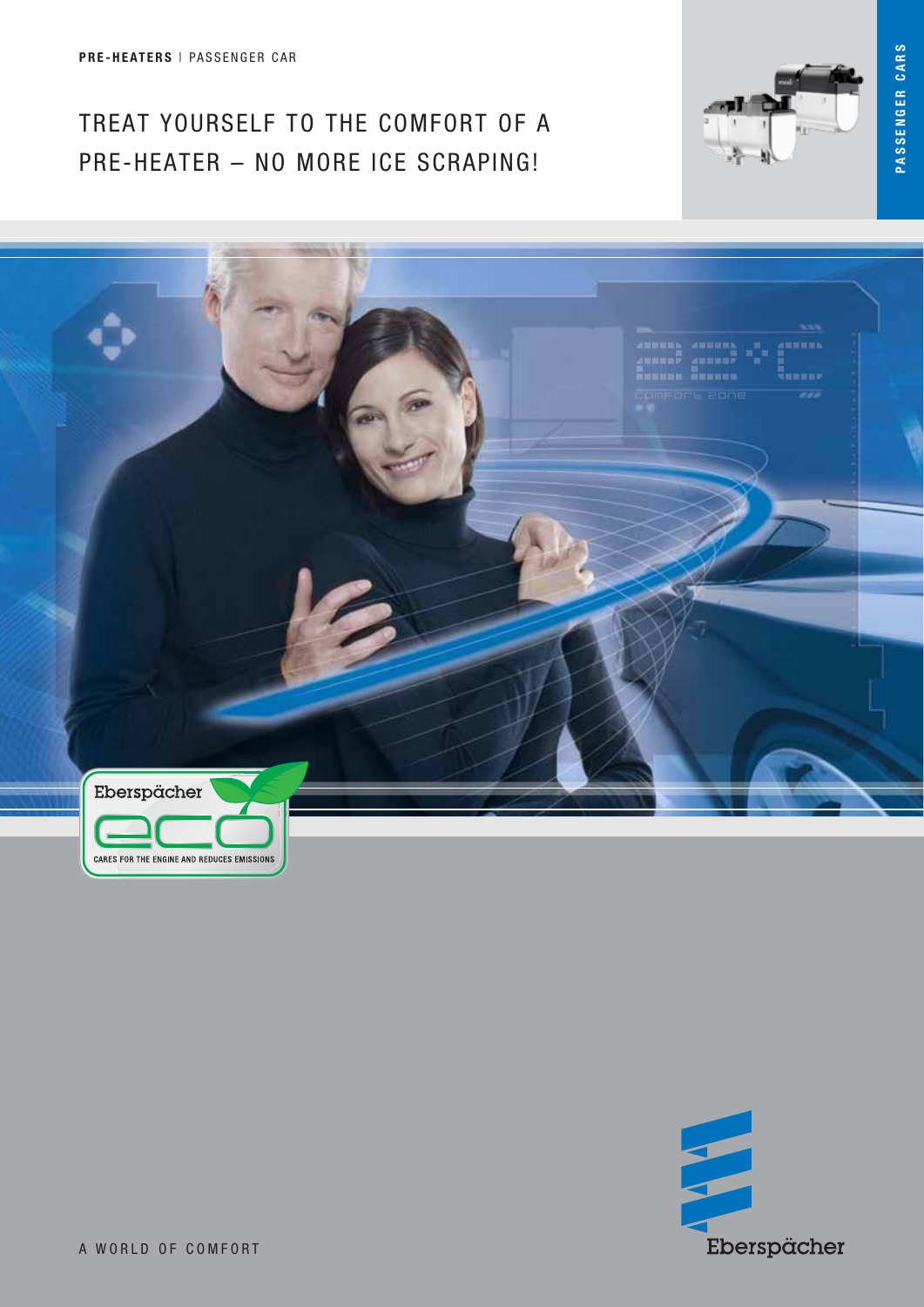**PRE-HEATERS** | PASSENGER CAR

# TREAT YOURSELF TO THE COMFORT OF A PRE-HEATER – NO MORE ICE SCRAPING!

PASSENGER CARS

Eberspächer eco

CARES FOR THE ENGINE AND REDUCES EMISSIONS

A WORLD OF COMFORT

Eberspächer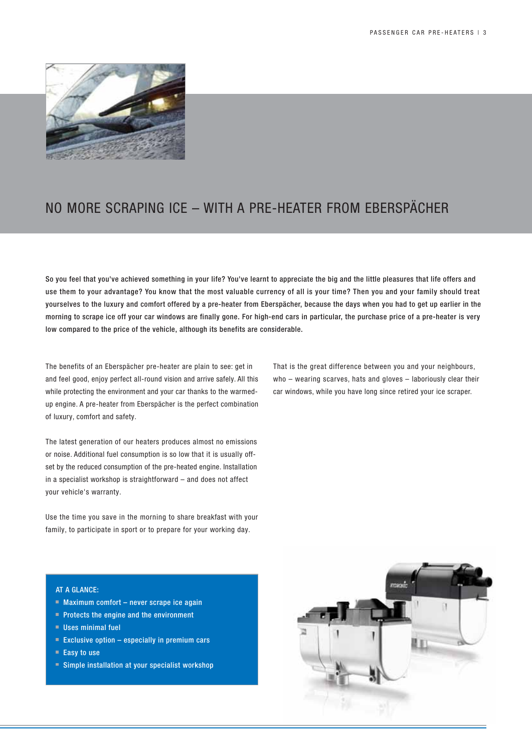# NO MORE SCRAPING ICE – WITH A PRE-HEATER FROM EBERSPÄCHER

**So you feel that you've achieved something in your life? You've learnt to appreciate the big and the little pleasures that life offers and use them to your advantage? You know that the most valuable currency of all is your time? Then you and your family should treat yourselves to the luxury and comfort offered by a pre-heater from Eberspächer, because the days when you had to get up earlier in the morning to scrape ice off your car windows are finally gone. For high-end cars in particular, the purchase price of a pre-heater is very low compared to the price of the vehicle, although its benefits are considerable.**

The benefits of an Eberspächer pre-heater are plain to see: get in and feel good, enjoy perfect all-round vision and arrive safely. All this while protecting the environment and your car thanks to the warmed-up engine. A pre-heater from Eberspächer is the perfect combination of luxury, comfort and safety.

The latest generation of our heaters produces almost no emissions or noise. Additional fuel consumption is so low that it is usually offset by the reduced consumption of the pre-heated engine. Installation in a specialist workshop is straightforward – and does not affect your vehicle's warranty.

Use the time you save in the morning to share breakfast with your family, to participate in sport or to prepare for your working day.

That is the great difference between you and your neighbours, who – wearing scarves, hats and gloves – laboriously clear their car windows, while you have long since retired your ice scraper.

**AT A GLANCE:**

- Maximum comfort – never scrape ice again
- Protects the engine and the environment
- Uses minimal fuel
- Exclusive option – especially in premium cars
- Easy to use
- Simple installation at your specialist workshop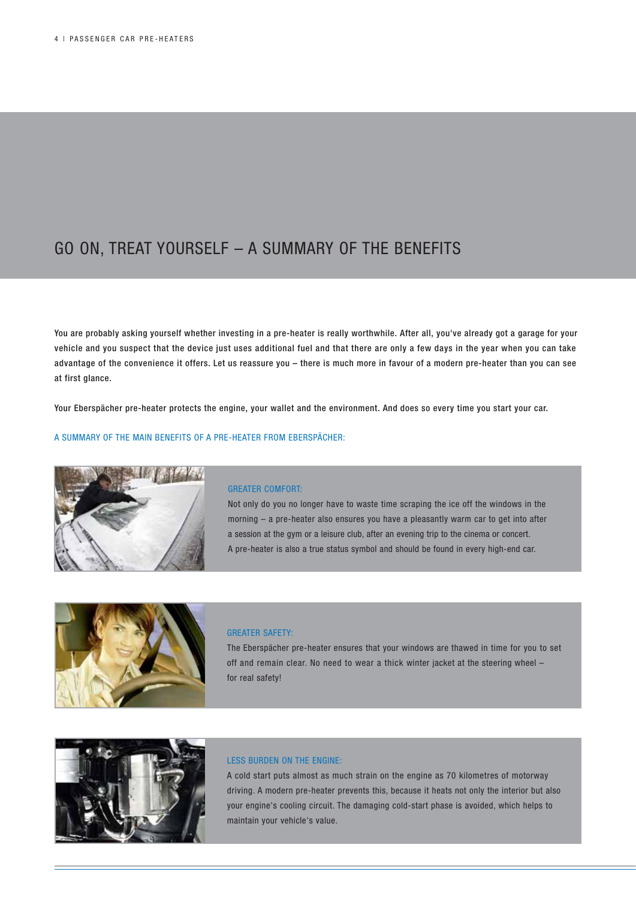# GO ON, TREAT YOURSELF – A SUMMARY OF THE BENEFITS

You are probably asking yourself whether investing in a pre-heater is really worthwhile. After all, you've already got a garage for your vehicle and you suspect that the device just uses additional fuel and that there are only a few days in the year when you can take advantage of the convenience it offers. Let us reassure you – there is much more in favour of a modern pre-heater than you can see at first glance.

Your Eberspächer pre-heater protects the engine, your wallet and the environment. And does so every time you start your car.

## A SUMMARY OF THE MAIN BENEFITS OF A PRE-HEATER FROM EBERSPÄCHER:

### GREATER COMFORT:

Not only do you no longer have to waste time scraping the ice off the windows in the morning – a pre-heater also ensures you have a pleasantly warm car to get into after a session at the gym or a leisure club, after an evening trip to the cinema or concert. A pre-heater is also a true status symbol and should be found in every high-end car.

### GREATER SAFETY:

The Eberspächer pre-heater ensures that your windows are thawed in time for you to set off and remain clear. No need to wear a thick winter jacket at the steering wheel – for real safety!

### LESS BURDEN ON THE ENGINE:

A cold start puts almost as much strain on the engine as 70 kilometres of motorway driving. A modern pre-heater prevents this, because it heats not only the interior but also your engine's cooling circuit. The damaging cold-start phase is avoided, which helps to maintain your vehicle's value.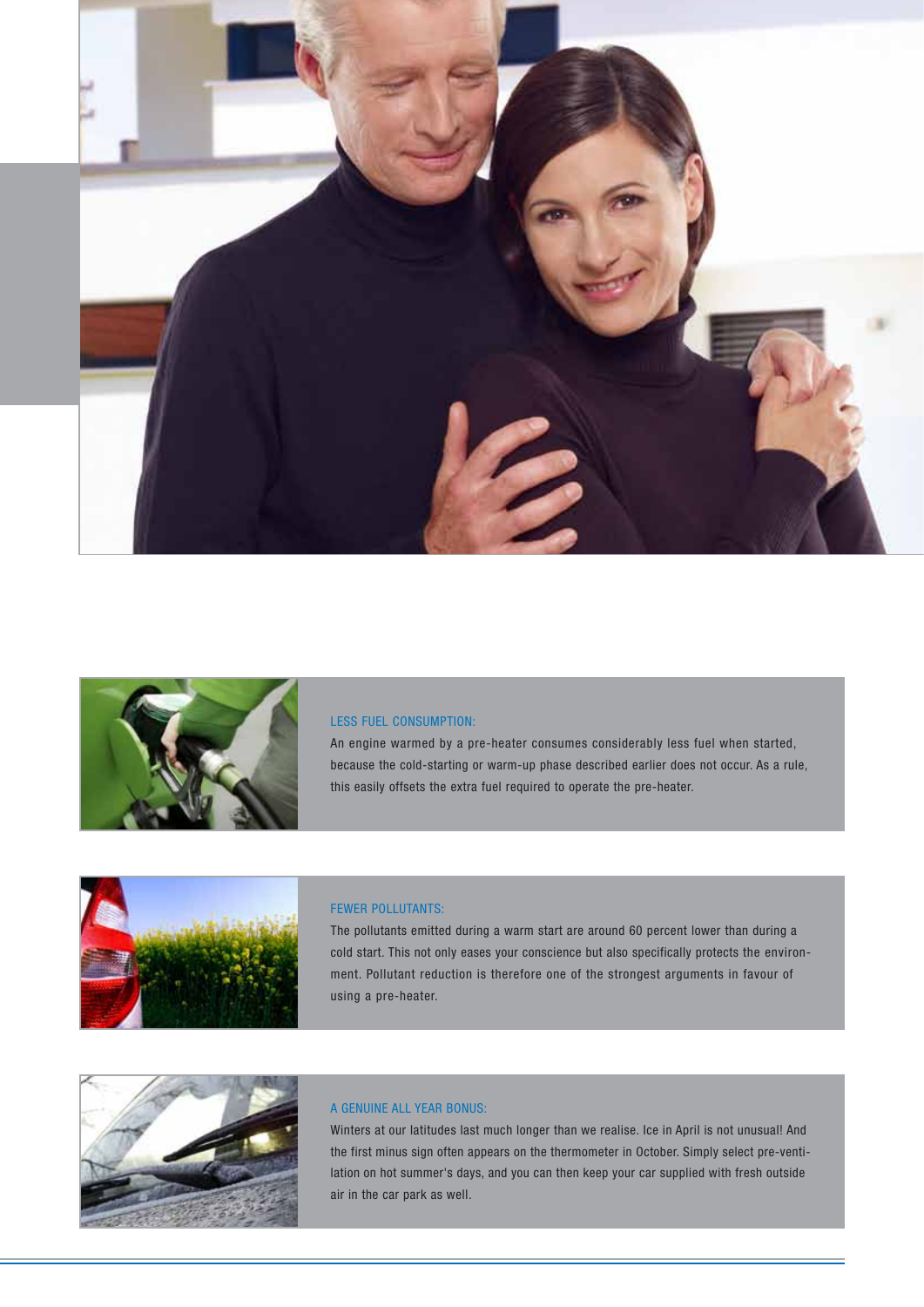### LESS FUEL CONSUMPTION:

An engine warmed by a pre-heater consumes considerably less fuel when started, because the cold-starting or warm-up phase described earlier does not occur. As a rule, this easily offsets the extra fuel required to operate the pre-heater.

### FEWER POLLUTANTS:

The pollutants emitted during a warm start are around 60 percent lower than during a cold start. This not only eases your conscience but also specifically protects the environment. Pollutant reduction is therefore one of the strongest arguments in favour of using a pre-heater.

### A GENUINE ALL YEAR BONUS:

Winters at our latitudes last much longer than we realise. Ice in April is not unusual! And the first minus sign often appears on the thermometer in October. Simply select pre-ventilation on hot summer's days, and you can then keep your car supplied with fresh outside air in the car park as well.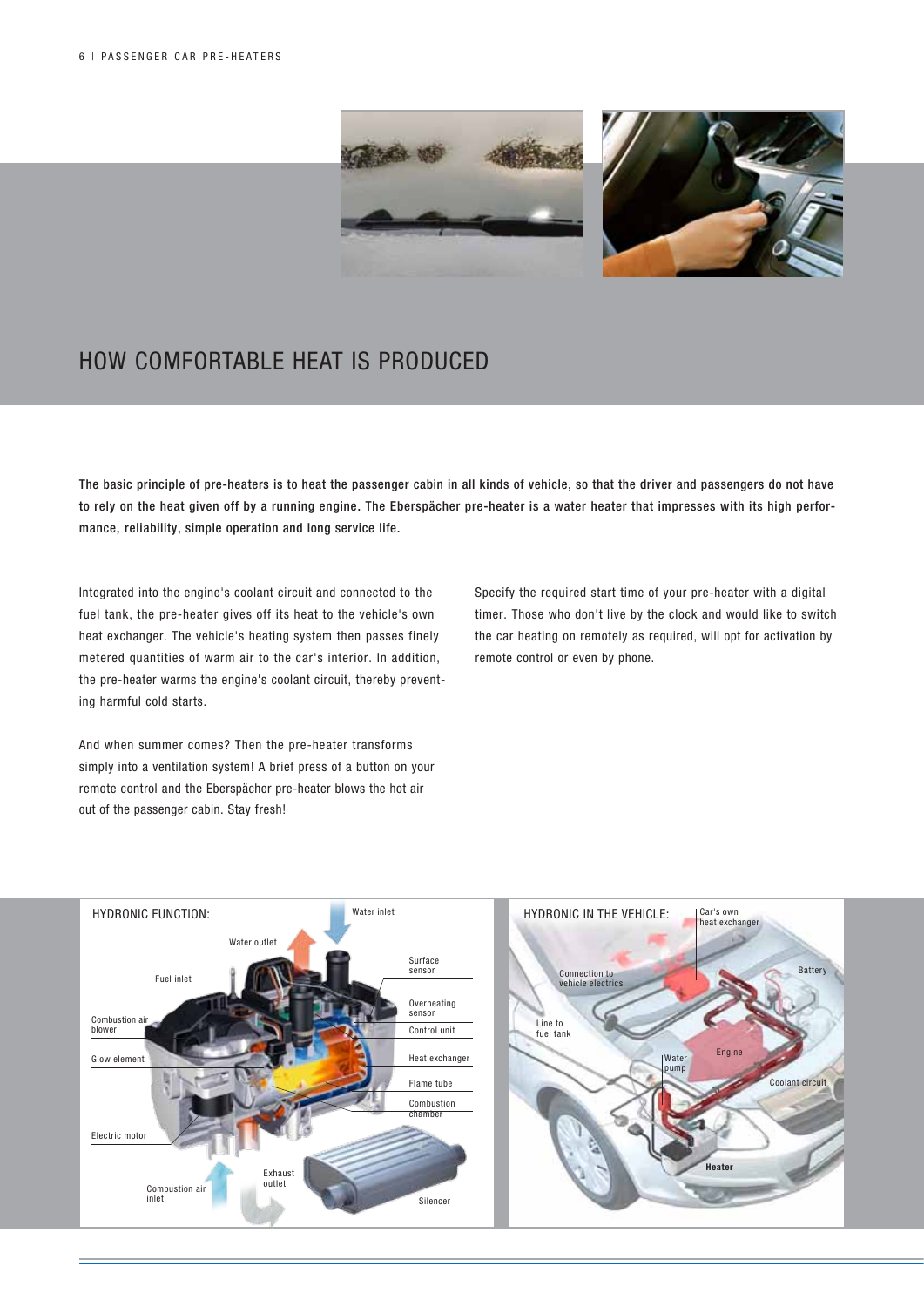# HOW COMFORTABLE HEAT IS PRODUCED

**The basic principle of pre-heaters is to heat the passenger cabin in all kinds of vehicle, so that the driver and passengers do not have to rely on the heat given off by a running engine. The Eberspächer pre-heater is a water heater that impresses with its high performance, reliability, simple operation and long service life.**

Integrated into the engine's coolant circuit and connected to the fuel tank, the pre-heater gives off its heat to the vehicle's own heat exchanger. The vehicle's heating system then passes finely metered quantities of warm air to the car's interior. In addition, the pre-heater warms the engine's coolant circuit, thereby preventing harmful cold starts.

And when summer comes? Then the pre-heater transforms simply into a ventilation system! A brief press of a button on your remote control and the Eberspächer pre-heater blows the hot air out of the passenger cabin. Stay fresh!

Specify the required start time of your pre-heater with a digital timer. Those who don't live by the clock and would like to switch the car heating on remotely as required, will opt for activation by remote control or even by phone.

HYDRONIC FUNCTION:

Water inlet, Water outlet, Fuel inlet, Surface sensor, Overheating sensor, Control unit, Combustion air blower, Glow element, Heat exchanger, Flame tube, Combustion chamber, Electric motor, Combustion air inlet, Exhaust outlet, Silencer

HYDRONIC IN THE VEHICLE:

Car's own heat exchanger, Connection to vehicle electrics, Battery, Line to fuel tank, Water pump, Engine, Coolant circuit, Heater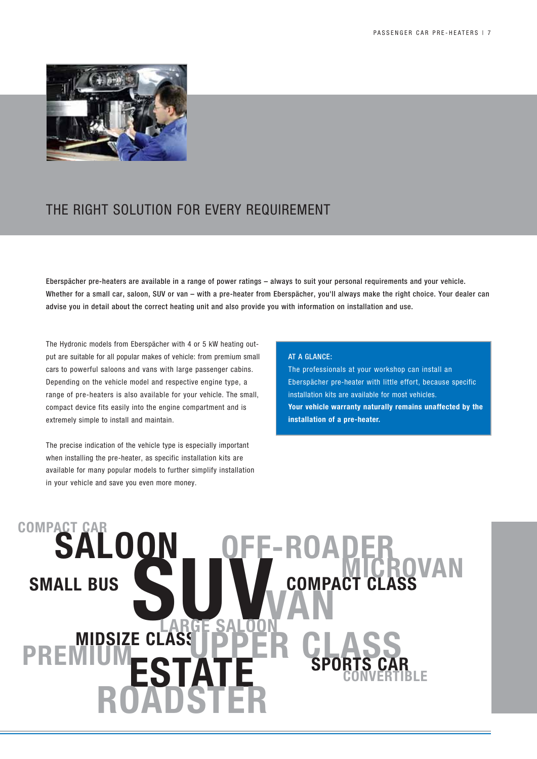# THE RIGHT SOLUTION FOR EVERY REQUIREMENT

**Eberspächer pre-heaters are available in a range of power ratings – always to suit your personal requirements and your vehicle. Whether for a small car, saloon, SUV or van – with a pre-heater from Eberspächer, you'll always make the right choice. Your dealer can advise you in detail about the correct heating unit and also provide you with information on installation and use.**

The Hydronic models from Eberspächer with 4 or 5 kW heating output are suitable for all popular makes of vehicle: from premium small cars to powerful saloons and vans with large passenger cabins. Depending on the vehicle model and respective engine type, a range of pre-heaters is also available for your vehicle. The small, compact device fits easily into the engine compartment and is extremely simple to install and maintain.

The precise indication of the vehicle type is especially important when installing the pre-heater, as specific installation kits are available for many popular models to further simplify installation in your vehicle and save you even more money.

AT A GLANCE:
The professionals at your workshop can install an Eberspächer pre-heater with little effort, because specific installation kits are available for most vehicles.
**Your vehicle warranty naturally remains unaffected by the installation of a pre-heater.**

COMPACT CAR SALOON OFF-ROADER MICROVAN SMALL BUS SUV COMPACT CLASS VAN LARGE SALOON MIDSIZE CLASS PREMIUM UPPER CLASS ESTATE SPORTS CAR CONVERTIBLE ROADSTER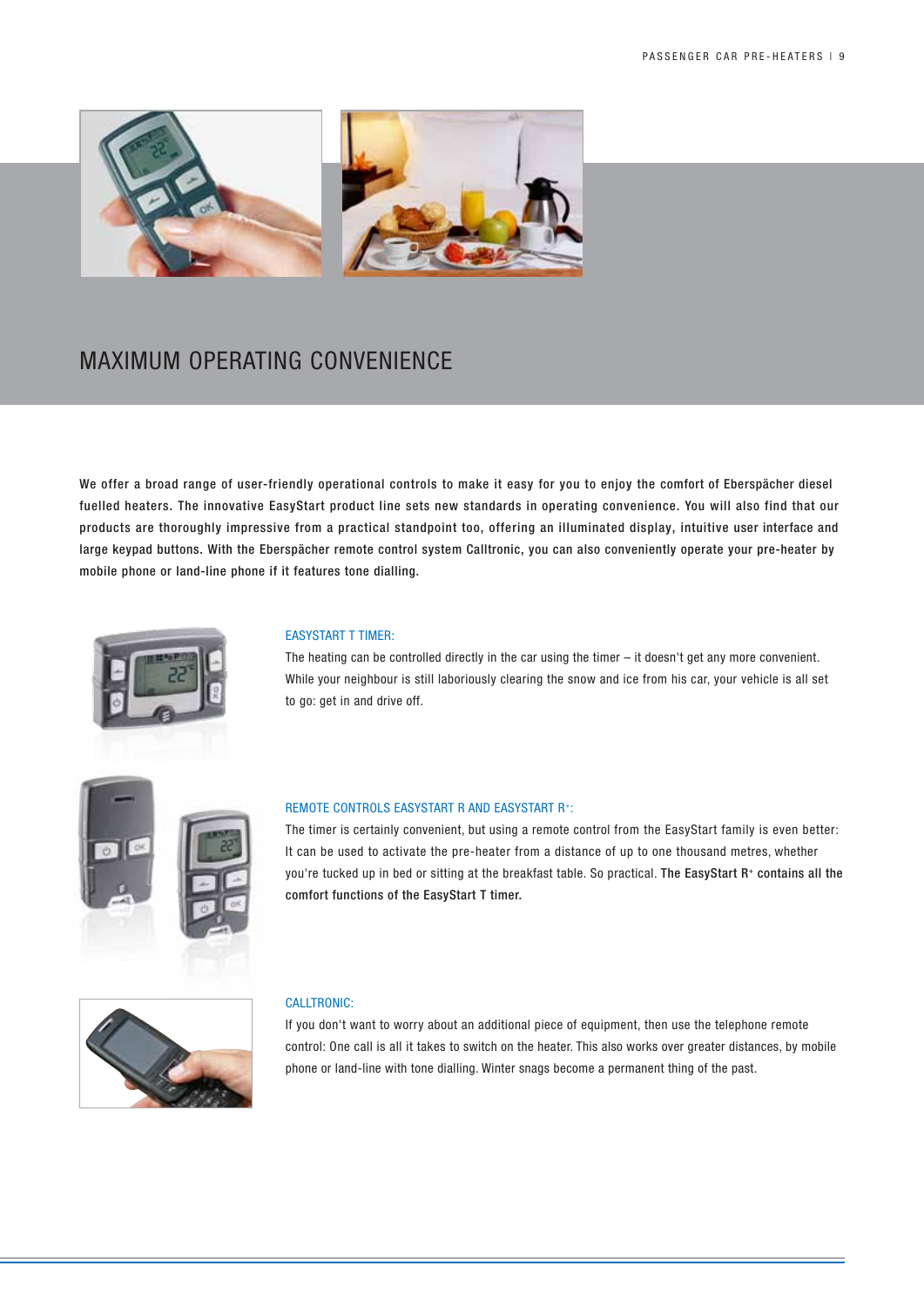# MAXIMUM OPERATING CONVENIENCE

We offer a broad range of user-friendly operational controls to make it easy for you to enjoy the comfort of Eberspächer diesel fuelled heaters. The innovative EasyStart product line sets new standards in operating convenience. You will also find that our products are thoroughly impressive from a practical standpoint too, offering an illuminated display, intuitive user interface and large keypad buttons. With the Eberspächer remote control system Calltronic, you can also conveniently operate your pre-heater by mobile phone or land-line phone if it features tone dialling.

### EASYSTART T TIMER:

The heating can be controlled directly in the car using the timer – it doesn't get any more convenient. While your neighbour is still laboriously clearing the snow and ice from his car, your vehicle is all set to go: get in and drive off.

### REMOTE CONTROLS EASYSTART R AND EASYSTART R⁺:

The timer is certainly convenient, but using a remote control from the EasyStart family is even better: It can be used to activate the pre-heater from a distance of up to one thousand metres, whether you're tucked up in bed or sitting at the breakfast table. So practical. **The EasyStart R⁺ contains all the comfort functions of the EasyStart T timer.**

### CALLTRONIC:

If you don't want to worry about an additional piece of equipment, then use the telephone remote control: One call is all it takes to switch on the heater. This also works over greater distances, by mobile phone or land-line with tone dialling. Winter snags become a permanent thing of the past.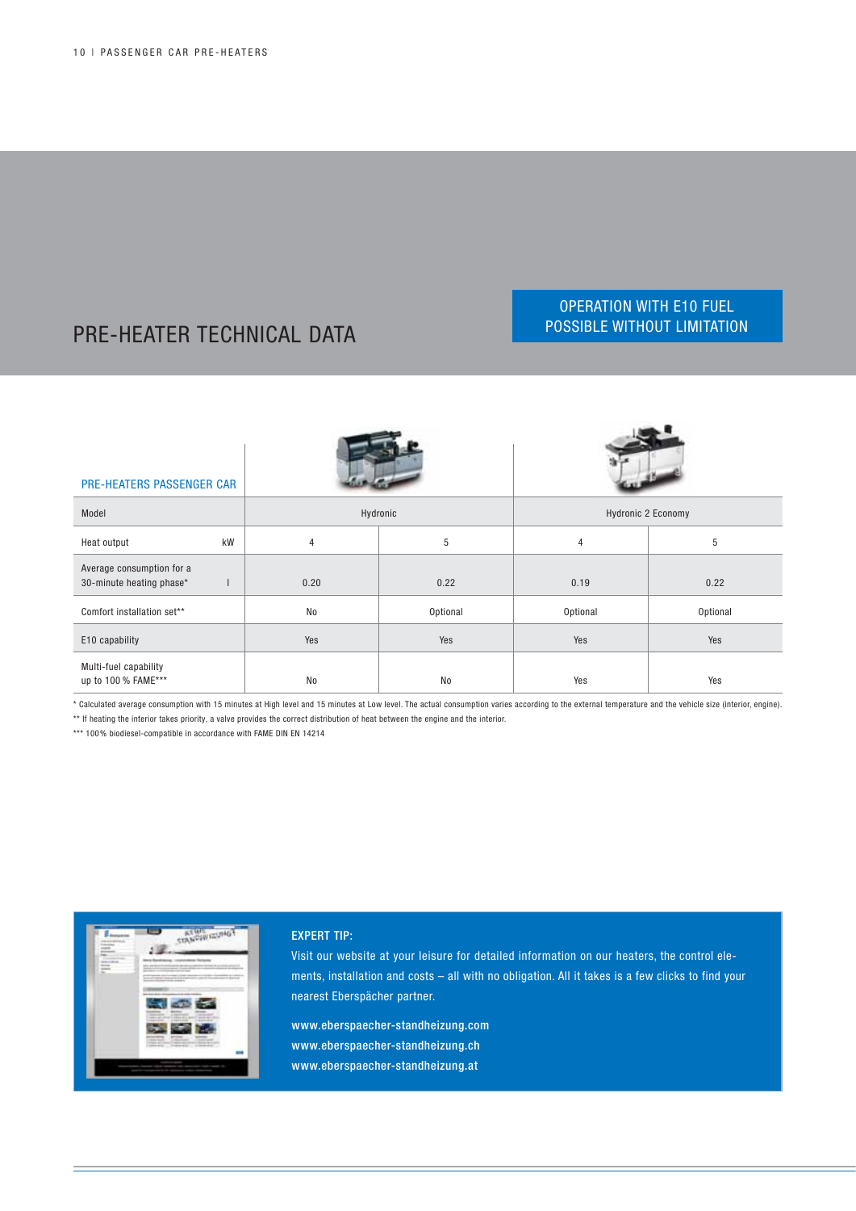# PRE-HEATER TECHNICAL DATA

**OPERATION WITH E10 FUEL POSSIBLE WITHOUT LIMITATION**

| PRE-HEATERS PASSENGER CAR | | | | | |
|---|---|---|---|---|---|
| Model | | Hydronic | | Hydronic 2 Economy | |
| Heat output | kW | 4 | 5 | 4 | 5 |
| Average consumption for a 30-minute heating phase* | l | 0.20 | 0.22 | 0.19 | 0.22 |
| Comfort installation set** | | No | Optional | Optional | Optional |
| E10 capability | | Yes | Yes | Yes | Yes |
| Multi-fuel capability up to 100 % FAME*** | | No | No | Yes | Yes |

* Calculated average consumption with 15 minutes at High level and 15 minutes at Low level. The actual consumption varies according to the external temperature and the vehicle size (interior, engine).

** If heating the interior takes priority, a valve provides the correct distribution of heat between the engine and the interior.

*** 100 % biodiesel-compatible in accordance with FAME DIN EN 14214

**EXPERT TIP:**

Visit our website at your leisure for detailed information on our heaters, the control elements, installation and costs – all with no obligation. All it takes is a few clicks to find your nearest Eberspächer partner.

www.eberspaecher-standheizung.com
www.eberspaecher-standheizung.ch
www.eberspaecher-standheizung.at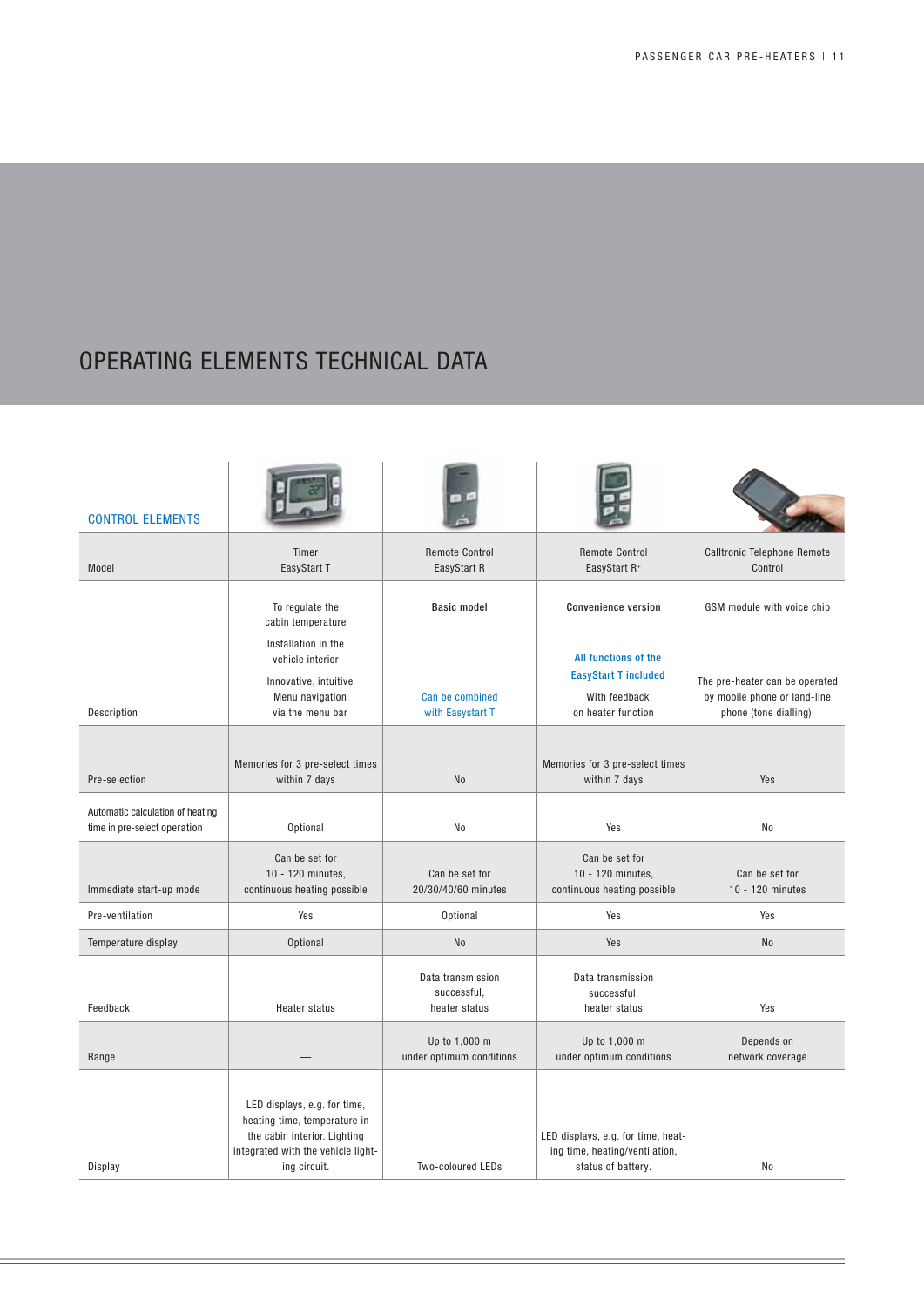# OPERATING ELEMENTS TECHNICAL DATA

| CONTROL ELEMENTS | | | | |
|---|---|---|---|---|
| Model | Timer EasyStart T | Remote Control EasyStart R | Remote Control EasyStart R+ | Calltronic Telephone Remote Control |
| Description | To regulate the cabin temperature<br>Installation in the vehicle interior<br>Innovative, intuitive Menu navigation via the menu bar | **Basic model**<br>Can be combined with Easystart T | **Convenience version**<br>All functions of the EasyStart T included<br>With feedback on heater function | GSM module with voice chip<br>The pre-heater can be operated by mobile phone or land-line phone (tone dialling). |
| Pre-selection | Memories for 3 pre-select times within 7 days | No | Memories for 3 pre-select times within 7 days | Yes |
| Automatic calculation of heating time in pre-select operation | Optional | No | Yes | No |
| Immediate start-up mode | Can be set for 10 - 120 minutes, continuous heating possible | Can be set for 20/30/40/60 minutes | Can be set for 10 - 120 minutes, continuous heating possible | Can be set for 10 - 120 minutes |
| Pre-ventilation | Yes | Optional | Yes | Yes |
| Temperature display | Optional | No | Yes | No |
| Feedback | Heater status | Data transmission successful, heater status | Data transmission successful, heater status | Yes |
| Range | — | Up to 1,000 m under optimum conditions | Up to 1,000 m under optimum conditions | Depends on network coverage |
| Display | LED displays, e.g. for time, heating time, temperature in the cabin interior. Lighting integrated with the vehicle lighting circuit. | Two-coloured LEDs | LED displays, e.g. for time, heating time, heating/ventilation, status of battery. | No |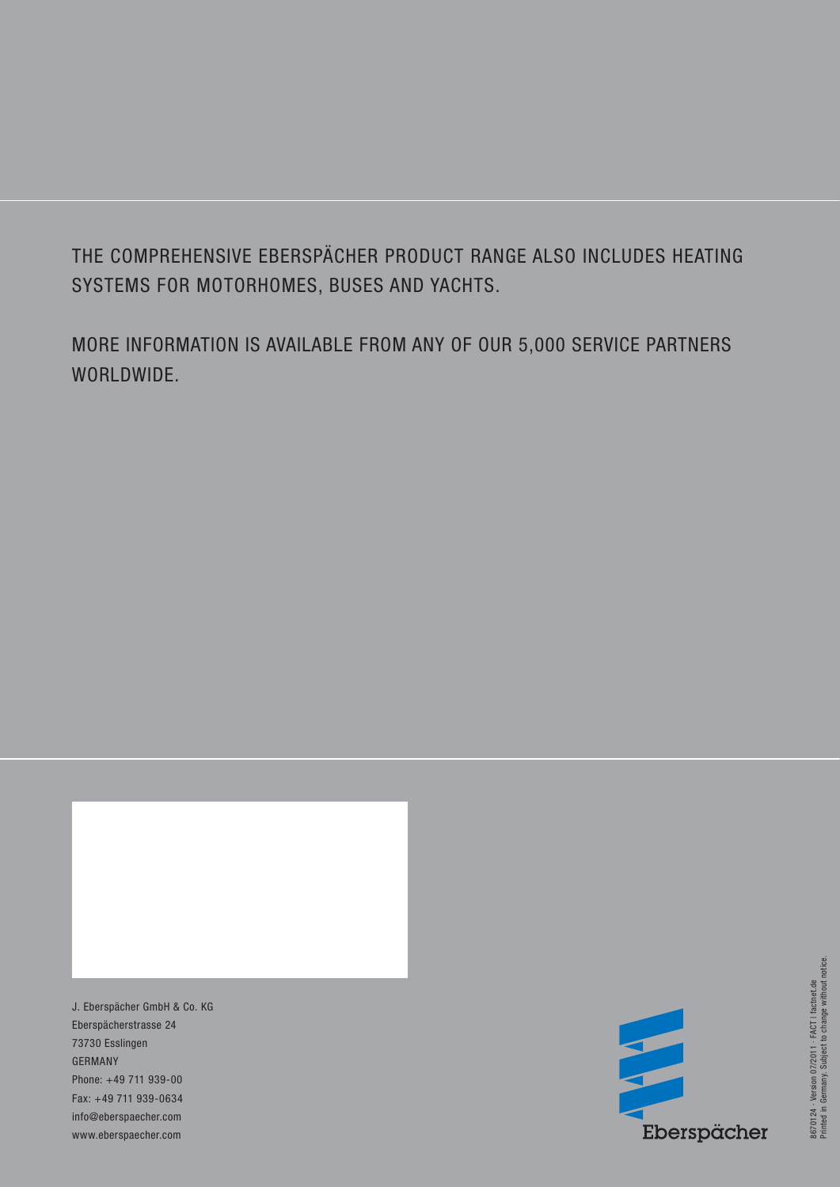THE COMPREHENSIVE EBERSPÄCHER PRODUCT RANGE ALSO INCLUDES HEATING SYSTEMS FOR MOTORHOMES, BUSES AND YACHTS.

MORE INFORMATION IS AVAILABLE FROM ANY OF OUR 5,000 SERVICE PARTNERS WORLDWIDE.

J. Eberspächer GmbH & Co. KG
Eberspächerstrasse 24
73730 Esslingen
GERMANY
Phone: +49 711 939-00
Fax: +49 711 939-0634
info@eberspaecher.com
www.eberspaecher.com

Eberspächer

867 01 24 · Version 07/2011 · FACT | factnet.de
Printed in Germany. Subject to change without notice.